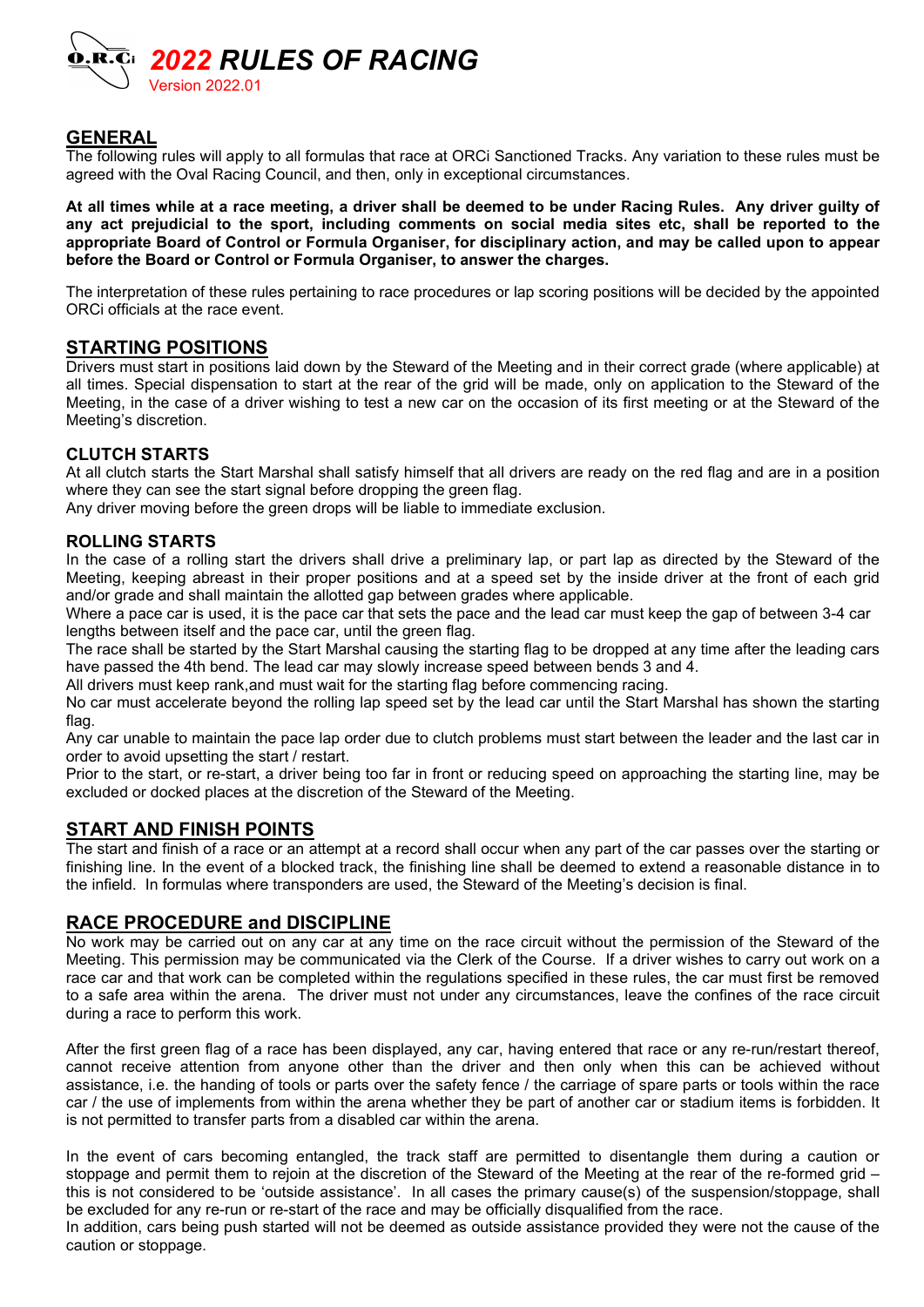# 2022 RULES OF RACING

Version 2022.01

## GENERAL

The following rules will apply to all formulas that race at ORCi Sanctioned Tracks. Any variation to these rules must be agreed with the Oval Racing Council, and then, only in exceptional circumstances.

**At all times while at a race meeting, a driver shall be deemed to be under Racing Rules. Any driver guilty of any act prejudicial to the sport, including comments on social media sites etc, shall be reported to the appropriate Board of Control or Formula Organiser, for disciplinary action, and may be called upon to appear before the Board or Control or Formula Organiser, to answer the charges.**

The interpretation of these rules pertaining to race procedures or lap scoring positions will be decided by the appointed ORCi officials at the race event.

## STARTING POSITIONS

Drivers must start in positions laid down by the Steward of the Meeting and in their correct grade (where applicable) at all times. Special dispensation to start at the rear of the grid will be made, only on application to the Steward of the Meeting, in the case of a driver wishing to test a new car on the occasion of its first meeting or at the Steward of the Meeting's discretion.

### CLUTCH STARTS

At all clutch starts the Start Marshal shall satisfy himself that all drivers are ready on the red flag and are in a position where they can see the start signal before dropping the green flag.

Any driver moving before the green drops will be liable to immediate exclusion.

### ROLLING STARTS

In the case of a rolling start the drivers shall drive a preliminary lap, or part lap as directed by the Steward of the Meeting, keeping abreast in their proper positions and at a speed set by the inside driver at the front of each grid and/or grade and shall maintain the allotted gap between grades where applicable.

Where a pace car is used, it is the pace car that sets the pace and the lead car must keep the gap of between 3-4 car lengths between itself and the pace car, until the green flag.

The race shall be started by the Start Marshal causing the starting flag to be dropped at any time after the leading cars have passed the 4th bend. The lead car may slowly increase speed between bends 3 and 4.

All drivers must keep rank,and must wait for the starting flag before commencing racing.

No car must accelerate beyond the rolling lap speed set by the lead car until the Start Marshal has shown the starting flag.

Any car unable to maintain the pace lap order due to clutch problems must start between the leader and the last car in order to avoid upsetting the start / restart.

Prior to the start, or re-start, a driver being too far in front or reducing speed on approaching the starting line, may be excluded or docked places at the discretion of the Steward of the Meeting.

## START AND FINISH POINTS

The start and finish of a race or an attempt at a record shall occur when any part of the car passes over the starting or finishing line. In the event of a blocked track, the finishing line shall be deemed to extend a reasonable distance in to the infield. In formulas where transponders are used, the Steward of the Meeting's decision is final.

## RACE PROCEDURE and DISCIPLINE

No work may be carried out on any car at any time on the race circuit without the permission of the Steward of the Meeting. This permission may be communicated via the Clerk of the Course. If a driver wishes to carry out work on a race car and that work can be completed within the regulations specified in these rules, the car must first be removed to a safe area within the arena. The driver must not under any circumstances, leave the confines of the race circuit during a race to perform this work.

After the first green flag of a race has been displayed, any car, having entered that race or any re-run/restart thereof, cannot receive attention from anyone other than the driver and then only when this can be achieved without assistance, i.e. the handing of tools or parts over the safety fence / the carriage of spare parts or tools within the race car / the use of implements from within the arena whether they be part of another car or stadium items is forbidden. It is not permitted to transfer parts from a disabled car within the arena.

In the event of cars becoming entangled, the track staff are permitted to disentangle them during a caution or stoppage and permit them to rejoin at the discretion of the Steward of the Meeting at the rear of the re-formed grid – this is not considered to be 'outside assistance'. In all cases the primary cause(s) of the suspension/stoppage, shall be excluded for any re-run or re-start of the race and may be officially disqualified from the race.

In addition, cars being push started will not be deemed as outside assistance provided they were not the cause of the caution or stoppage.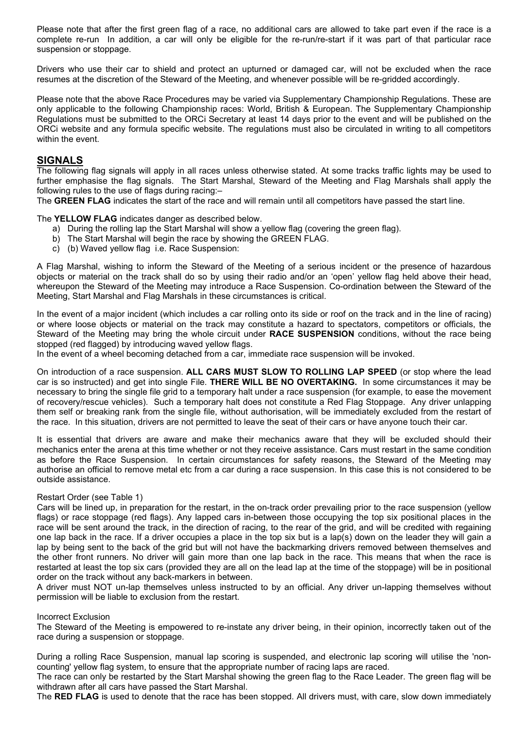Please note that after the first green flag of a race, no additional cars are allowed to take part even if the race is a complete re-run In addition, a car will only be eligible for the re-run/re-start if it was part of that particular race suspension or stoppage.

Drivers who use their car to shield and protect an upturned or damaged car, will not be excluded when the race resumes at the discretion of the Steward of the Meeting, and whenever possible will be re-gridded accordingly.

Please note that the above Race Procedures may be varied via Supplementary Championship Regulations. These are only applicable to the following Championship races: World, British & European. The Supplementary Championship Regulations must be submitted to the ORCi Secretary at least 14 days prior to the event and will be published on the ORCi website and any formula specific website. The regulations must also be circulated in writing to all competitors within the event.

## SIGNALS

The following flag signals will apply in all races unless otherwise stated. At some tracks traffic lights may be used to further emphasise the flag signals. The Start Marshal, Steward of the Meeting and Flag Marshals shall apply the following rules to the use of flags during racing:–

The **GREEN FLAG** indicates the start of the race and will remain until all competitors have passed the start line.

The **YELLOW FLAG** indicates danger as described below.

a) During the rolling lap the Start Marshal will show a yellow flag (covering the green flag).
b) The Start Marshal will begin the race by showing the GREEN FLAG.
c) (b) Waved yellow flag i.e. Race Suspension:

A Flag Marshal, wishing to inform the Steward of the Meeting of a serious incident or the presence of hazardous objects or material on the track shall do so by using their radio and/or an 'open' yellow flag held above their head, whereupon the Steward of the Meeting may introduce a Race Suspension. Co-ordination between the Steward of the Meeting, Start Marshal and Flag Marshals in these circumstances is critical.

In the event of a major incident (which includes a car rolling onto its side or roof on the track and in the line of racing) or where loose objects or material on the track may constitute a hazard to spectators, competitors or officials, the Steward of the Meeting may bring the whole circuit under **RACE SUSPENSION** conditions, without the race being stopped (red flagged) by introducing waved yellow flags.
In the event of a wheel becoming detached from a car, immediate race suspension will be invoked.

On introduction of a race suspension. **ALL CARS MUST SLOW TO ROLLING LAP SPEED** (or stop where the lead car is so instructed) and get into single File. **THERE WILL BE NO OVERTAKING.** In some circumstances it may be necessary to bring the single file grid to a temporary halt under a race suspension (for example, to ease the movement of recovery/rescue vehicles). Such a temporary halt does not constitute a Red Flag Stoppage. Any driver unlapping them self or breaking rank from the single file, without authorisation, will be immediately excluded from the restart of the race. In this situation, drivers are not permitted to leave the seat of their cars or have anyone touch their car.

It is essential that drivers are aware and make their mechanics aware that they will be excluded should their mechanics enter the arena at this time whether or not they receive assistance. Cars must restart in the same condition as before the Race Suspension. In certain circumstances for safety reasons, the Steward of the Meeting may authorise an official to remove metal etc from a car during a race suspension. In this case this is not considered to be outside assistance.

Restart Order (see Table 1)
Cars will be lined up, in preparation for the restart, in the on-track order prevailing prior to the race suspension (yellow flags) or race stoppage (red flags). Any lapped cars in-between those occupying the top six positional places in the race will be sent around the track, in the direction of racing, to the rear of the grid, and will be credited with regaining one lap back in the race. If a driver occupies a place in the top six but is a lap(s) down on the leader they will gain a lap by being sent to the back of the grid but will not have the backmarking drivers removed between themselves and the other front runners. No driver will gain more than one lap back in the race. This means that when the race is restarted at least the top six cars (provided they are all on the lead lap at the time of the stoppage) will be in positional order on the track without any back-markers in between.
A driver must NOT un-lap themselves unless instructed to by an official. Any driver un-lapping themselves without permission will be liable to exclusion from the restart.

Incorrect Exclusion
The Steward of the Meeting is empowered to re-instate any driver being, in their opinion, incorrectly taken out of the race during a suspension or stoppage.

During a rolling Race Suspension, manual lap scoring is suspended, and electronic lap scoring will utilise the 'non-counting' yellow flag system, to ensure that the appropriate number of racing laps are raced.
The race can only be restarted by the Start Marshal showing the green flag to the Race Leader. The green flag will be withdrawn after all cars have passed the Start Marshal.
The **RED FLAG** is used to denote that the race has been stopped. All drivers must, with care, slow down immediately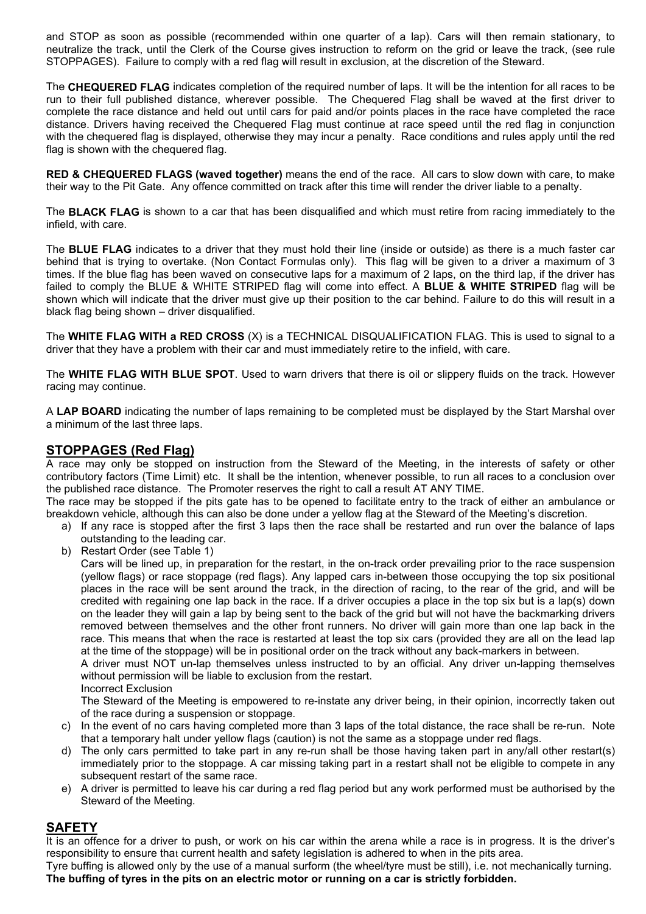and STOP as soon as possible (recommended within one quarter of a lap). Cars will then remain stationary, to neutralize the track, until the Clerk of the Course gives instruction to reform on the grid or leave the track, (see rule STOPPAGES). Failure to comply with a red flag will result in exclusion, at the discretion of the Steward.

The **CHEQUERED FLAG** indicates completion of the required number of laps. It will be the intention for all races to be run to their full published distance, wherever possible. The Chequered Flag shall be waved at the first driver to complete the race distance and held out until cars for paid and/or points places in the race have completed the race distance. Drivers having received the Chequered Flag must continue at race speed until the red flag in conjunction with the chequered flag is displayed, otherwise they may incur a penalty. Race conditions and rules apply until the red flag is shown with the chequered flag.

**RED & CHEQUERED FLAGS (waved together)** means the end of the race. All cars to slow down with care, to make their way to the Pit Gate. Any offence committed on track after this time will render the driver liable to a penalty.

The **BLACK FLAG** is shown to a car that has been disqualified and which must retire from racing immediately to the infield, with care.

The **BLUE FLAG** indicates to a driver that they must hold their line (inside or outside) as there is a much faster car behind that is trying to overtake. (Non Contact Formulas only). This flag will be given to a driver a maximum of 3 times. If the blue flag has been waved on consecutive laps for a maximum of 2 laps, on the third lap, if the driver has failed to comply the BLUE & WHITE STRIPED flag will come into effect. A **BLUE & WHITE STRIPED** flag will be shown which will indicate that the driver must give up their position to the car behind. Failure to do this will result in a black flag being shown – driver disqualified.

The **WHITE FLAG WITH a RED CROSS** (X) is a TECHNICAL DISQUALIFICATION FLAG. This is used to signal to a driver that they have a problem with their car and must immediately retire to the infield, with care.

The **WHITE FLAG WITH BLUE SPOT**. Used to warn drivers that there is oil or slippery fluids on the track. However racing may continue.

A **LAP BOARD** indicating the number of laps remaining to be completed must be displayed by the Start Marshal over a minimum of the last three laps.

## STOPPAGES (Red Flag)

A race may only be stopped on instruction from the Steward of the Meeting, in the interests of safety or other contributory factors (Time Limit) etc. It shall be the intention, whenever possible, to run all races to a conclusion over the published race distance. The Promoter reserves the right to call a result AT ANY TIME.

The race may be stopped if the pits gate has to be opened to facilitate entry to the track of either an ambulance or breakdown vehicle, although this can also be done under a yellow flag at the Steward of the Meeting's discretion.

a) If any race is stopped after the first 3 laps then the race shall be restarted and run over the balance of laps outstanding to the leading car.
b) Restart Order (see Table 1)
   Cars will be lined up, in preparation for the restart, in the on-track order prevailing prior to the race suspension (yellow flags) or race stoppage (red flags). Any lapped cars in-between those occupying the top six positional places in the race will be sent around the track, in the direction of racing, to the rear of the grid, and will be credited with regaining one lap back in the race. If a driver occupies a place in the top six but is a lap(s) down on the leader they will gain a lap by being sent to the back of the grid but will not have the backmarking drivers removed between themselves and the other front runners. No driver will gain more than one lap back in the race. This means that when the race is restarted at least the top six cars (provided they are all on the lead lap at the time of the stoppage) will be in positional order on the track without any back-markers in between.
   A driver must NOT un-lap themselves unless instructed to by an official. Any driver un-lapping themselves without permission will be liable to exclusion from the restart.
   Incorrect Exclusion
   The Steward of the Meeting is empowered to re-instate any driver being, in their opinion, incorrectly taken out of the race during a suspension or stoppage.
c) In the event of no cars having completed more than 3 laps of the total distance, the race shall be re-run. Note that a temporary halt under yellow flags (caution) is not the same as a stoppage under red flags.
d) The only cars permitted to take part in any re-run shall be those having taken part in any/all other restart(s) immediately prior to the stoppage. A car missing taking part in a restart shall not be eligible to compete in any subsequent restart of the same race.
e) A driver is permitted to leave his car during a red flag period but any work performed must be authorised by the Steward of the Meeting.

## SAFETY

It is an offence for a driver to push, or work on his car within the arena while a race is in progress. It is the driver's responsibility to ensure that current health and safety legislation is adhered to when in the pits area.

Tyre buffing is allowed only by the use of a manual surform (the wheel/tyre must be still), i.e. not mechanically turning.
**The buffing of tyres in the pits on an electric motor or running on a car is strictly forbidden.**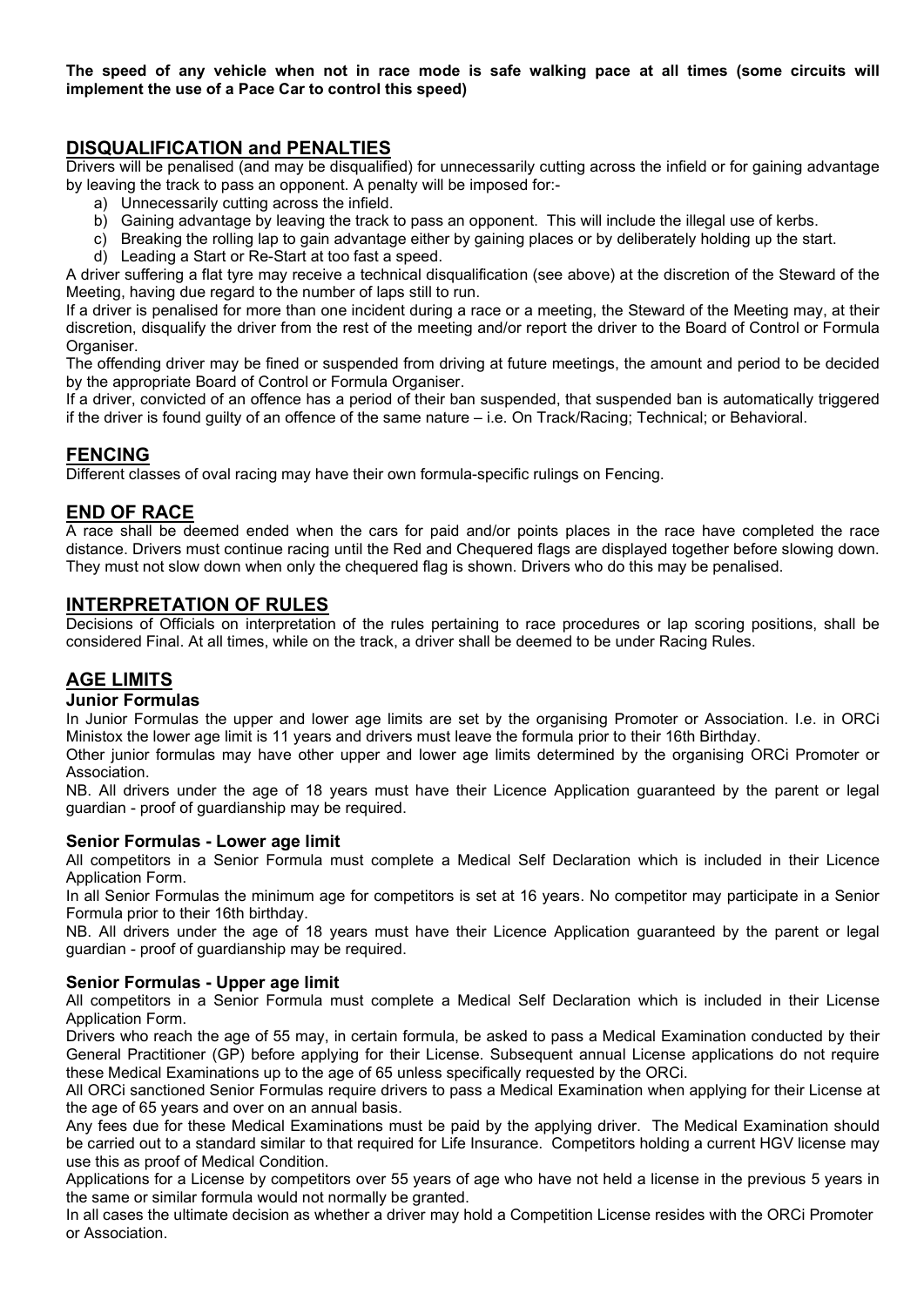**The speed of any vehicle when not in race mode is safe walking pace at all times (some circuits will implement the use of a Pace Car to control this speed)**

## DISQUALIFICATION and PENALTIES

Drivers will be penalised (and may be disqualified) for unnecessarily cutting across the infield or for gaining advantage by leaving the track to pass an opponent. A penalty will be imposed for:-

a) Unnecessarily cutting across the infield.
b) Gaining advantage by leaving the track to pass an opponent. This will include the illegal use of kerbs.
c) Breaking the rolling lap to gain advantage either by gaining places or by deliberately holding up the start.
d) Leading a Start or Re-Start at too fast a speed.

A driver suffering a flat tyre may receive a technical disqualification (see above) at the discretion of the Steward of the Meeting, having due regard to the number of laps still to run.

If a driver is penalised for more than one incident during a race or a meeting, the Steward of the Meeting may, at their discretion, disqualify the driver from the rest of the meeting and/or report the driver to the Board of Control or Formula Organiser.

The offending driver may be fined or suspended from driving at future meetings, the amount and period to be decided by the appropriate Board of Control or Formula Organiser.

If a driver, convicted of an offence has a period of their ban suspended, that suspended ban is automatically triggered if the driver is found guilty of an offence of the same nature – i.e. On Track/Racing; Technical; or Behavioral.

## FENCING

Different classes of oval racing may have their own formula-specific rulings on Fencing.

## END OF RACE

A race shall be deemed ended when the cars for paid and/or points places in the race have completed the race distance. Drivers must continue racing until the Red and Chequered flags are displayed together before slowing down. They must not slow down when only the chequered flag is shown. Drivers who do this may be penalised.

## INTERPRETATION OF RULES

Decisions of Officials on interpretation of the rules pertaining to race procedures or lap scoring positions, shall be considered Final. At all times, while on the track, a driver shall be deemed to be under Racing Rules.

## AGE LIMITS

### Junior Formulas

In Junior Formulas the upper and lower age limits are set by the organising Promoter or Association. I.e. in ORCi Ministox the lower age limit is 11 years and drivers must leave the formula prior to their 16th Birthday.

Other junior formulas may have other upper and lower age limits determined by the organising ORCi Promoter or Association.

NB. All drivers under the age of 18 years must have their Licence Application guaranteed by the parent or legal guardian - proof of guardianship may be required.

### Senior Formulas - Lower age limit

All competitors in a Senior Formula must complete a Medical Self Declaration which is included in their Licence Application Form.

In all Senior Formulas the minimum age for competitors is set at 16 years. No competitor may participate in a Senior Formula prior to their 16th birthday.

NB. All drivers under the age of 18 years must have their Licence Application guaranteed by the parent or legal guardian - proof of guardianship may be required.

### Senior Formulas - Upper age limit

All competitors in a Senior Formula must complete a Medical Self Declaration which is included in their License Application Form.

Drivers who reach the age of 55 may, in certain formula, be asked to pass a Medical Examination conducted by their General Practitioner (GP) before applying for their License. Subsequent annual License applications do not require these Medical Examinations up to the age of 65 unless specifically requested by the ORCi.

All ORCi sanctioned Senior Formulas require drivers to pass a Medical Examination when applying for their License at the age of 65 years and over on an annual basis.

Any fees due for these Medical Examinations must be paid by the applying driver. The Medical Examination should be carried out to a standard similar to that required for Life Insurance. Competitors holding a current HGV license may use this as proof of Medical Condition.

Applications for a License by competitors over 55 years of age who have not held a license in the previous 5 years in the same or similar formula would not normally be granted.

In all cases the ultimate decision as whether a driver may hold a Competition License resides with the ORCi Promoter or Association.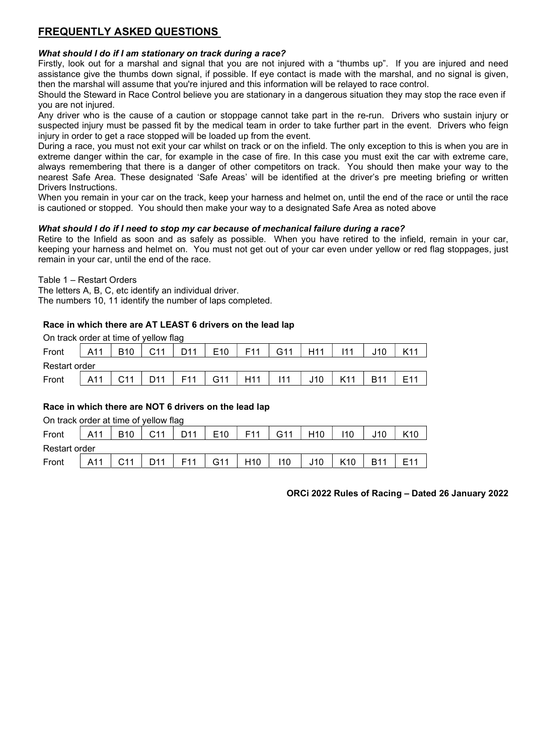## FREQUENTLY ASKED QUESTIONS

***What should I do if I am stationary on track during a race?***

Firstly, look out for a marshal and signal that you are not injured with a "thumbs up". If you are injured and need assistance give the thumbs down signal, if possible. If eye contact is made with the marshal, and no signal is given, then the marshal will assume that you're injured and this information will be relayed to race control.

Should the Steward in Race Control believe you are stationary in a dangerous situation they may stop the race even if you are not injured.

Any driver who is the cause of a caution or stoppage cannot take part in the re-run. Drivers who sustain injury or suspected injury must be passed fit by the medical team in order to take further part in the event. Drivers who feign injury in order to get a race stopped will be loaded up from the event.

During a race, you must not exit your car whilst on track or on the infield. The only exception to this is when you are in extreme danger within the car, for example in the case of fire. In this case you must exit the car with extreme care, always remembering that there is a danger of other competitors on track. You should then make your way to the nearest Safe Area. These designated 'Safe Areas' will be identified at the driver's pre meeting briefing or written Drivers Instructions.

When you remain in your car on the track, keep your harness and helmet on, until the end of the race or until the race is cautioned or stopped. You should then make your way to a designated Safe Area as noted above

***What should I do if I need to stop my car because of mechanical failure during a race?***

Retire to the Infield as soon and as safely as possible. When you have retired to the infield, remain in your car, keeping your harness and helmet on. You must not get out of your car even under yellow or red flag stoppages, just remain in your car, until the end of the race.

Table 1 – Restart Orders

The letters A, B, C, etc identify an individual driver.

The numbers 10, 11 identify the number of laps completed.

**Race in which there are AT LEAST 6 drivers on the lead lap**

On track order at time of yellow flag

| | | | | | | | | | | | |
|---|---|---|---|---|---|---|---|---|---|---|---|
| Front | A11 | B10 | C11 | D11 | E10 | F11 | G11 | H11 | I11 | J10 | K11 |

Restart order

| | | | | | | | | | | | |
|---|---|---|---|---|---|---|---|---|---|---|---|
| Front | A11 | C11 | D11 | F11 | G11 | H11 | I11 | J10 | K11 | B11 | E11 |

**Race in which there are NOT 6 drivers on the lead lap**

On track order at time of yellow flag

| | | | | | | | | | | | |
|---|---|---|---|---|---|---|---|---|---|---|---|
| Front | A11 | B10 | C11 | D11 | E10 | F11 | G11 | H10 | I10 | J10 | K10 |

Restart order

| | | | | | | | | | | | |
|---|---|---|---|---|---|---|---|---|---|---|---|
| Front | A11 | C11 | D11 | F11 | G11 | H10 | I10 | J10 | K10 | B11 | E11 |

**ORCi 2022 Rules of Racing – Dated 26 January 2022**